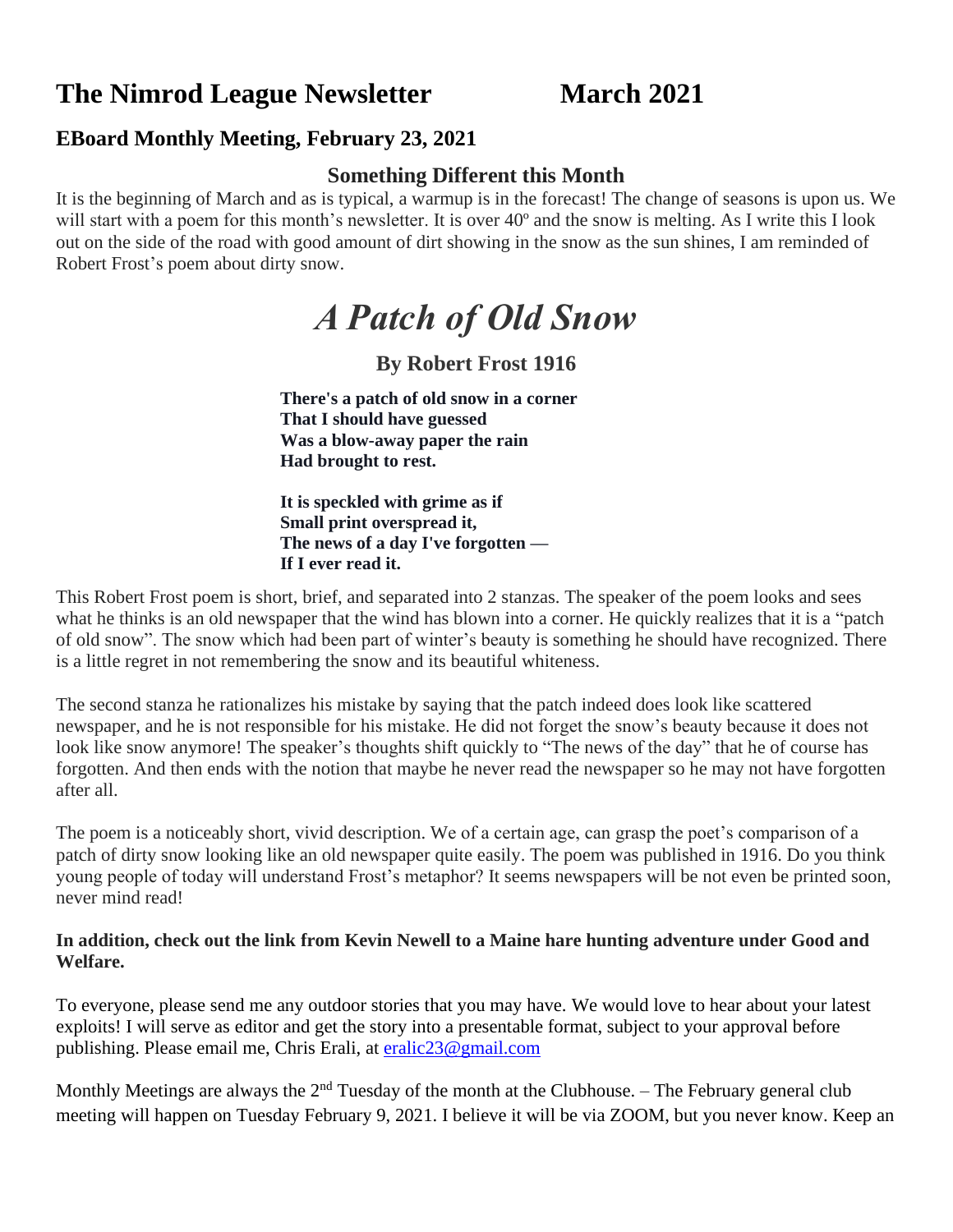# The Nimrod League Newsletter March 2021

## EBoard Monthly Meeting, February 23, 2021

### Something Different this Month

It is the beginning of March and as is typical, a warmup is in the forecast! The change of seasons is upon us. We will start with a poem for this month's newsletter. It is over 40º and the snow is melting. As I write this I look out on the side of the road with good amount of dirt showing in the snow as the sun shines, I am reminded of Robert Frost's poem about dirty snow.

# *A Patch of Old Snow*

### By Robert Frost 1916

**There's a patch of old snow in a corner**
**That I should have guessed**
**Was a blow-away paper the rain**
**Had brought to rest.**

**It is speckled with grime as if**
**Small print overspread it,**
**The news of a day I've forgotten —**
**If I ever read it.**

This Robert Frost poem is short, brief, and separated into 2 stanzas. The speaker of the poem looks and sees what he thinks is an old newspaper that the wind has blown into a corner. He quickly realizes that it is a "patch of old snow". The snow which had been part of winter's beauty is something he should have recognized. There is a little regret in not remembering the snow and its beautiful whiteness.

The second stanza he rationalizes his mistake by saying that the patch indeed does look like scattered newspaper, and he is not responsible for his mistake. He did not forget the snow's beauty because it does not look like snow anymore! The speaker's thoughts shift quickly to "The news of the day" that he of course has forgotten. And then ends with the notion that maybe he never read the newspaper so he may not have forgotten after all.

The poem is a noticeably short, vivid description. We of a certain age, can grasp the poet's comparison of a patch of dirty snow looking like an old newspaper quite easily. The poem was published in 1916. Do you think young people of today will understand Frost's metaphor? It seems newspapers will be not even be printed soon, never mind read!

**In addition, check out the link from Kevin Newell to a Maine hare hunting adventure under Good and Welfare.**

To everyone, please send me any outdoor stories that you may have. We would love to hear about your latest exploits! I will serve as editor and get the story into a presentable format, subject to your approval before publishing. Please email me, Chris Erali, at eralic23@gmail.com

Monthly Meetings are always the 2nd Tuesday of the month at the Clubhouse. – The February general club meeting will happen on Tuesday February 9, 2021. I believe it will be via ZOOM, but you never know. Keep an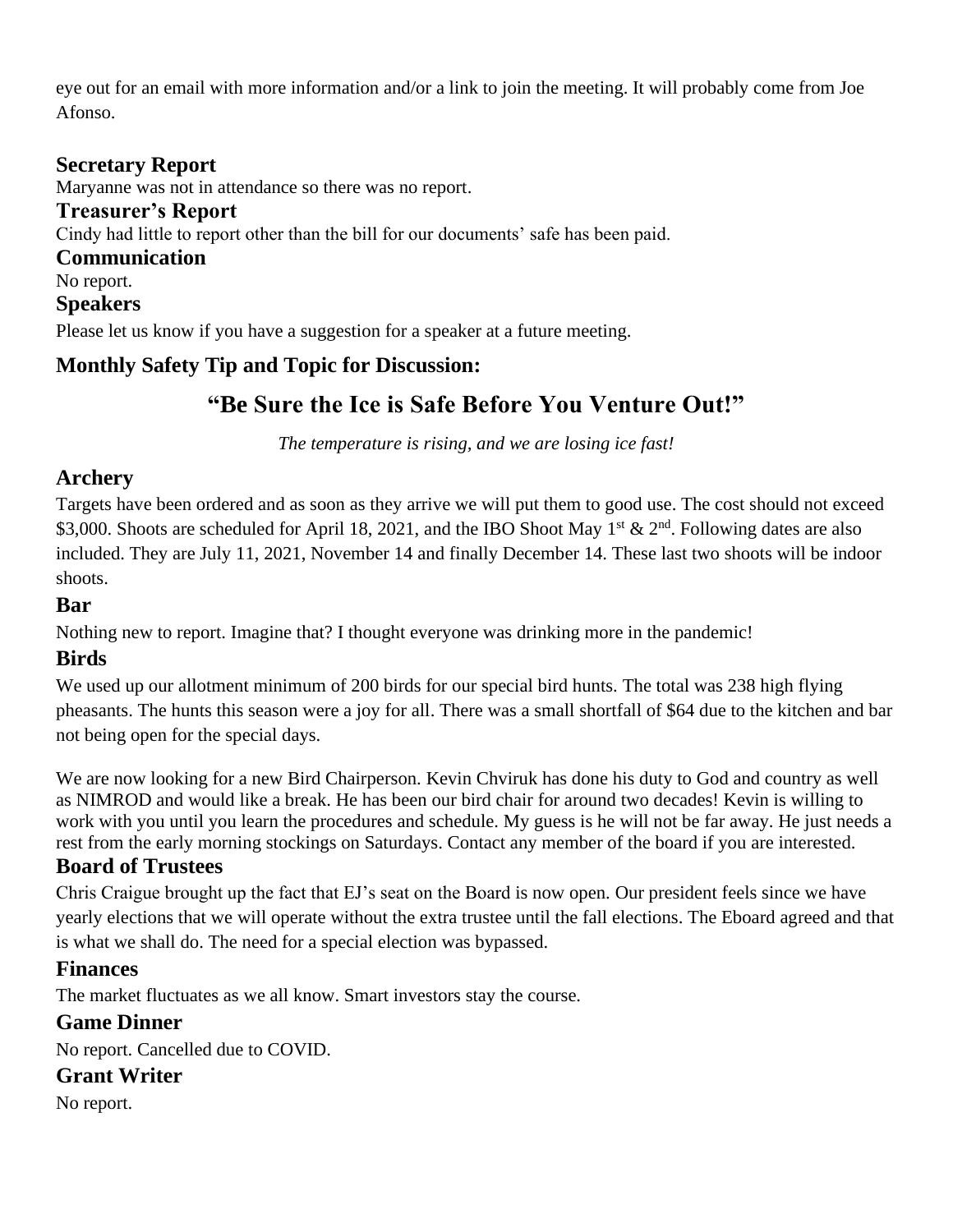eye out for an email with more information and/or a link to join the meeting. It will probably come from Joe Afonso.

## Secretary Report

Maryanne was not in attendance so there was no report.

## Treasurer's Report

Cindy had little to report other than the bill for our documents' safe has been paid.

## Communication

No report.

## Speakers

Please let us know if you have a suggestion for a speaker at a future meeting.

## Monthly Safety Tip and Topic for Discussion:

# "Be Sure the Ice is Safe Before You Venture Out!"

*The temperature is rising, and we are losing ice fast!*

## Archery

Targets have been ordered and as soon as they arrive we will put them to good use. The cost should not exceed $3,000. Shoots are scheduled for April 18, 2021, and the IBO Shoot May 1st & 2nd. Following dates are also included. They are July 11, 2021, November 14 and finally December 14. These last two shoots will be indoor shoots.

## Bar

Nothing new to report. Imagine that? I thought everyone was drinking more in the pandemic!

## Birds

We used up our allotment minimum of 200 birds for our special bird hunts. The total was 238 high flying pheasants. The hunts this season were a joy for all. There was a small shortfall of $64 due to the kitchen and bar not being open for the special days.

We are now looking for a new Bird Chairperson. Kevin Chviruk has done his duty to God and country as well as NIMROD and would like a break. He has been our bird chair for around two decades! Kevin is willing to work with you until you learn the procedures and schedule. My guess is he will not be far away. He just needs a rest from the early morning stockings on Saturdays. Contact any member of the board if you are interested.

## Board of Trustees

Chris Craigue brought up the fact that EJ's seat on the Board is now open. Our president feels since we have yearly elections that we will operate without the extra trustee until the fall elections. The Eboard agreed and that is what we shall do. The need for a special election was bypassed.

## Finances

The market fluctuates as we all know. Smart investors stay the course.

## Game Dinner

No report. Cancelled due to COVID.

## Grant Writer

No report.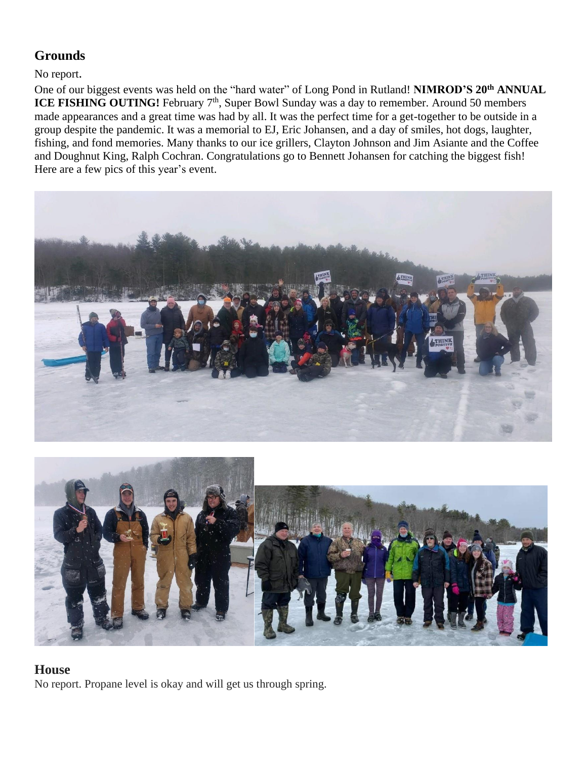## Grounds

No report.

One of our biggest events was held on the "hard water" of Long Pond in Rutland! **NIMROD'S 20th ANNUAL ICE FISHING OUTING!** February 7th, Super Bowl Sunday was a day to remember. Around 50 members made appearances and a great time was had by all. It was the perfect time for a get-together to be outside in a group despite the pandemic. It was a memorial to EJ, Eric Johansen, and a day of smiles, hot dogs, laughter, fishing, and fond memories. Many thanks to our ice grillers, Clayton Johnson and Jim Asiante and the Coffee and Doughnut King, Ralph Cochran. Congratulations go to Bennett Johansen for catching the biggest fish! Here are a few pics of this year's event.

## House

No report. Propane level is okay and will get us through spring.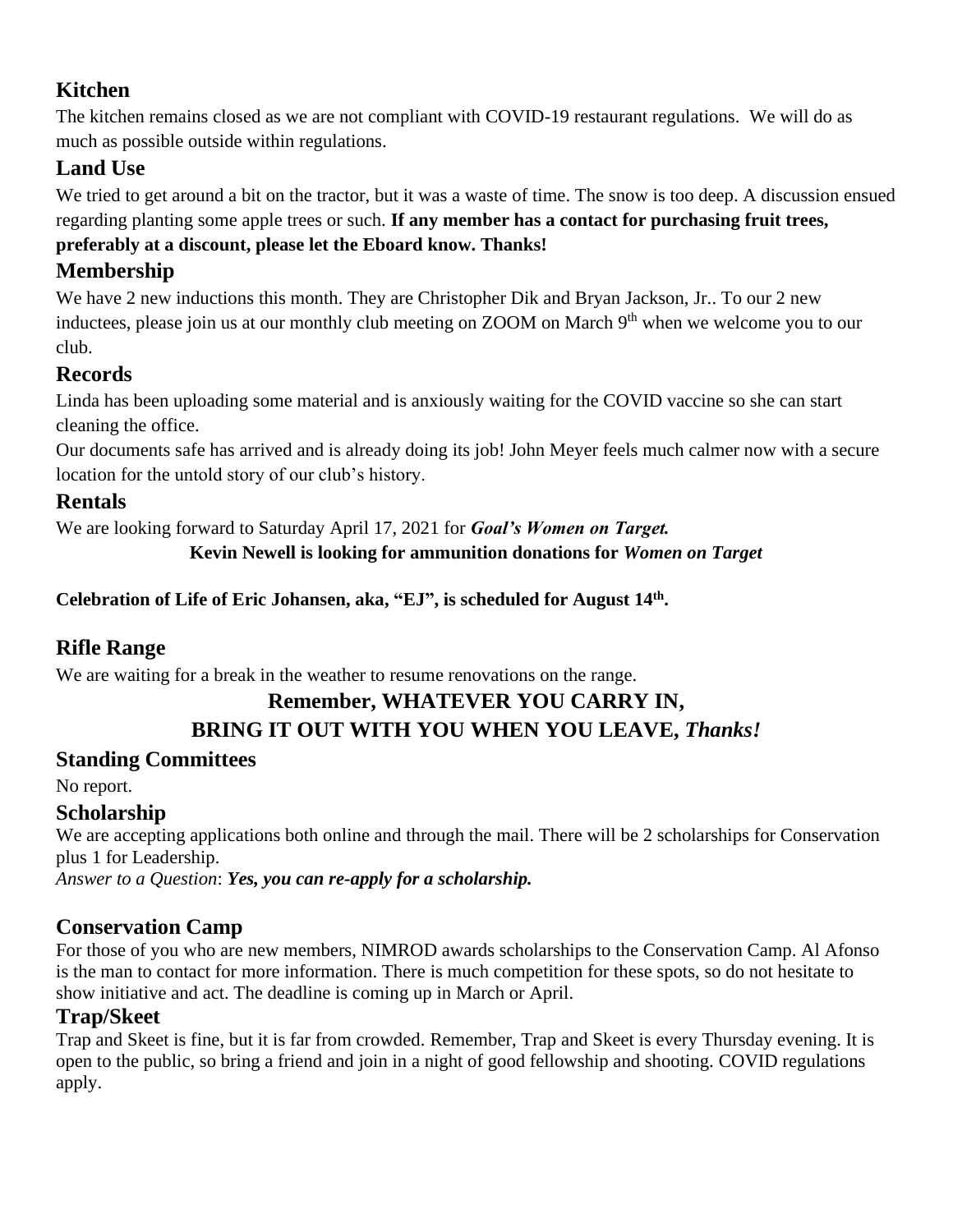## Kitchen

The kitchen remains closed as we are not compliant with COVID-19 restaurant regulations. We will do as much as possible outside within regulations.

## Land Use

We tried to get around a bit on the tractor, but it was a waste of time. The snow is too deep. A discussion ensued regarding planting some apple trees or such. **If any member has a contact for purchasing fruit trees, preferably at a discount, please let the Eboard know. Thanks!**

## Membership

We have 2 new inductions this month. They are Christopher Dik and Bryan Jackson, Jr.. To our 2 new inductees, please join us at our monthly club meeting on ZOOM on March 9th when we welcome you to our club.

## Records

Linda has been uploading some material and is anxiously waiting for the COVID vaccine so she can start cleaning the office.

Our documents safe has arrived and is already doing its job! John Meyer feels much calmer now with a secure location for the untold story of our club's history.

## Rentals

We are looking forward to Saturday April 17, 2021 for ***Goal's Women on Target.***

**Kevin Newell is looking for ammunition donations for *Women on Target***

**Celebration of Life of Eric Johansen, aka, "EJ", is scheduled for August 14th.**

## Rifle Range

We are waiting for a break in the weather to resume renovations on the range.

**Remember, WHATEVER YOU CARRY IN,**
**BRING IT OUT WITH YOU WHEN YOU LEAVE, *Thanks!***

## Standing Committees

No report.

## Scholarship

We are accepting applications both online and through the mail. There will be 2 scholarships for Conservation plus 1 for Leadership.

*Answer to a Question*: ***Yes, you can re-apply for a scholarship.***

## Conservation Camp

For those of you who are new members, NIMROD awards scholarships to the Conservation Camp. Al Afonso is the man to contact for more information. There is much competition for these spots, so do not hesitate to show initiative and act. The deadline is coming up in March or April.

## Trap/Skeet

Trap and Skeet is fine, but it is far from crowded. Remember, Trap and Skeet is every Thursday evening. It is open to the public, so bring a friend and join in a night of good fellowship and shooting. COVID regulations apply.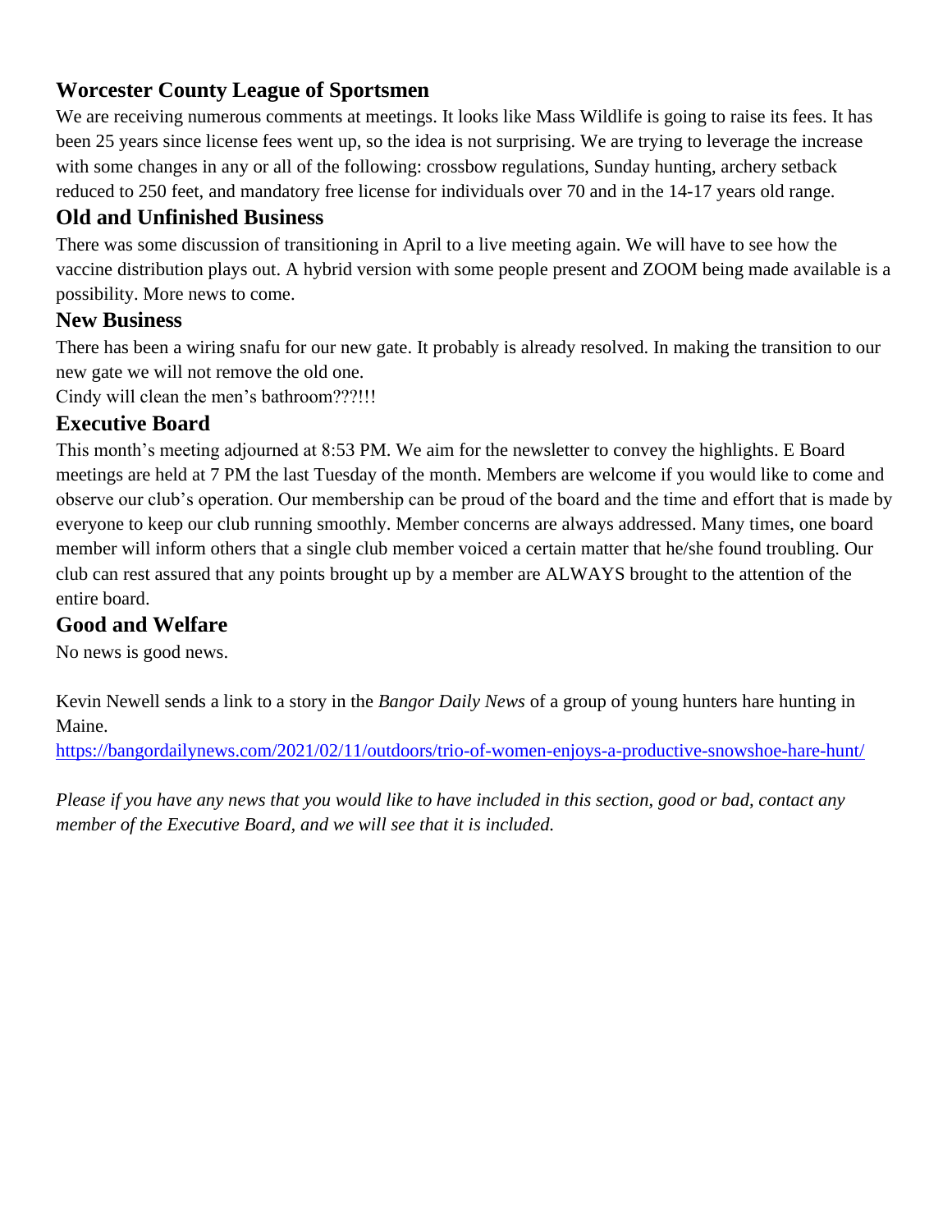## Worcester County League of Sportsmen

We are receiving numerous comments at meetings. It looks like Mass Wildlife is going to raise its fees. It has been 25 years since license fees went up, so the idea is not surprising. We are trying to leverage the increase with some changes in any or all of the following: crossbow regulations, Sunday hunting, archery setback reduced to 250 feet, and mandatory free license for individuals over 70 and in the 14-17 years old range.

## Old and Unfinished Business

There was some discussion of transitioning in April to a live meeting again. We will have to see how the vaccine distribution plays out. A hybrid version with some people present and ZOOM being made available is a possibility. More news to come.

## New Business

There has been a wiring snafu for our new gate. It probably is already resolved. In making the transition to our new gate we will not remove the old one.

Cindy will clean the men's bathroom???!!!

## Executive Board

This month's meeting adjourned at 8:53 PM. We aim for the newsletter to convey the highlights. E Board meetings are held at 7 PM the last Tuesday of the month. Members are welcome if you would like to come and observe our club's operation. Our membership can be proud of the board and the time and effort that is made by everyone to keep our club running smoothly. Member concerns are always addressed. Many times, one board member will inform others that a single club member voiced a certain matter that he/she found troubling. Our club can rest assured that any points brought up by a member are ALWAYS brought to the attention of the entire board.

## Good and Welfare

No news is good news.

Kevin Newell sends a link to a story in the *Bangor Daily News* of a group of young hunters hare hunting in Maine.

https://bangordailynews.com/2021/02/11/outdoors/trio-of-women-enjoys-a-productive-snowshoe-hare-hunt/

*Please if you have any news that you would like to have included in this section, good or bad, contact any member of the Executive Board, and we will see that it is included.*